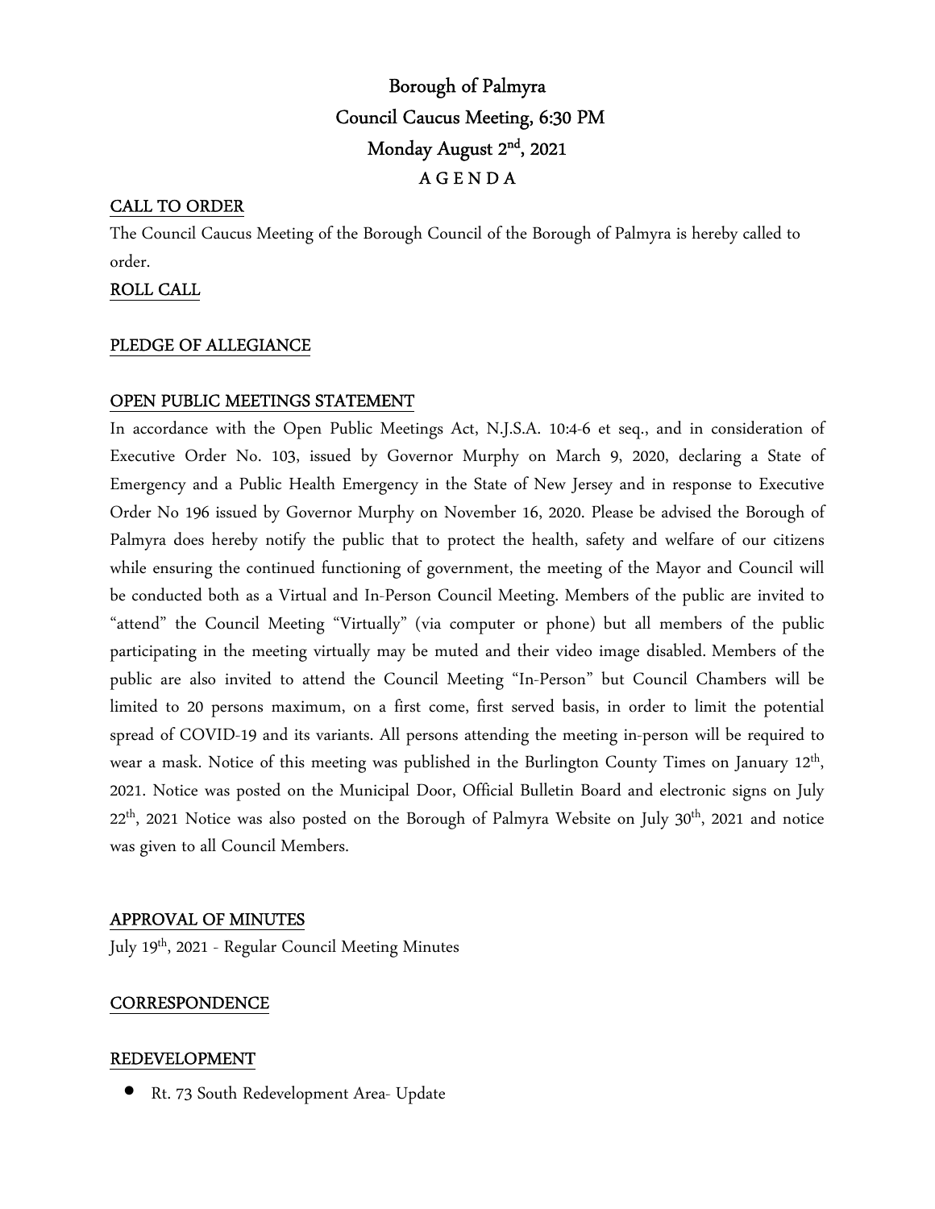# Borough of Palmyra

## Council Caucus Meeting, 6:30 PM

## Monday August 2nd, 2021

## A G E N D A

**CALL TO ORDER**

The Council Caucus Meeting of the Borough Council of the Borough of Palmyra is hereby called to order.

**ROLL CALL**

**PLEDGE OF ALLEGIANCE**

**OPEN PUBLIC MEETINGS STATEMENT**

In accordance with the Open Public Meetings Act, N.J.S.A. 10:4-6 et seq., and in consideration of Executive Order No. 103, issued by Governor Murphy on March 9, 2020, declaring a State of Emergency and a Public Health Emergency in the State of New Jersey and in response to Executive Order No 196 issued by Governor Murphy on November 16, 2020. Please be advised the Borough of Palmyra does hereby notify the public that to protect the health, safety and welfare of our citizens while ensuring the continued functioning of government, the meeting of the Mayor and Council will be conducted both as a Virtual and In-Person Council Meeting. Members of the public are invited to "attend" the Council Meeting "Virtually" (via computer or phone) but all members of the public participating in the meeting virtually may be muted and their video image disabled. Members of the public are also invited to attend the Council Meeting "In-Person" but Council Chambers will be limited to 20 persons maximum, on a first come, first served basis, in order to limit the potential spread of COVID-19 and its variants. All persons attending the meeting in-person will be required to wear a mask. Notice of this meeting was published in the Burlington County Times on January 12th, 2021. Notice was posted on the Municipal Door, Official Bulletin Board and electronic signs on July 22th, 2021 Notice was also posted on the Borough of Palmyra Website on July 30th, 2021 and notice was given to all Council Members.

**APPROVAL OF MINUTES**

July 19th, 2021 - Regular Council Meeting Minutes

**CORRESPONDENCE**

**REDEVELOPMENT**

- Rt. 73 South Redevelopment Area- Update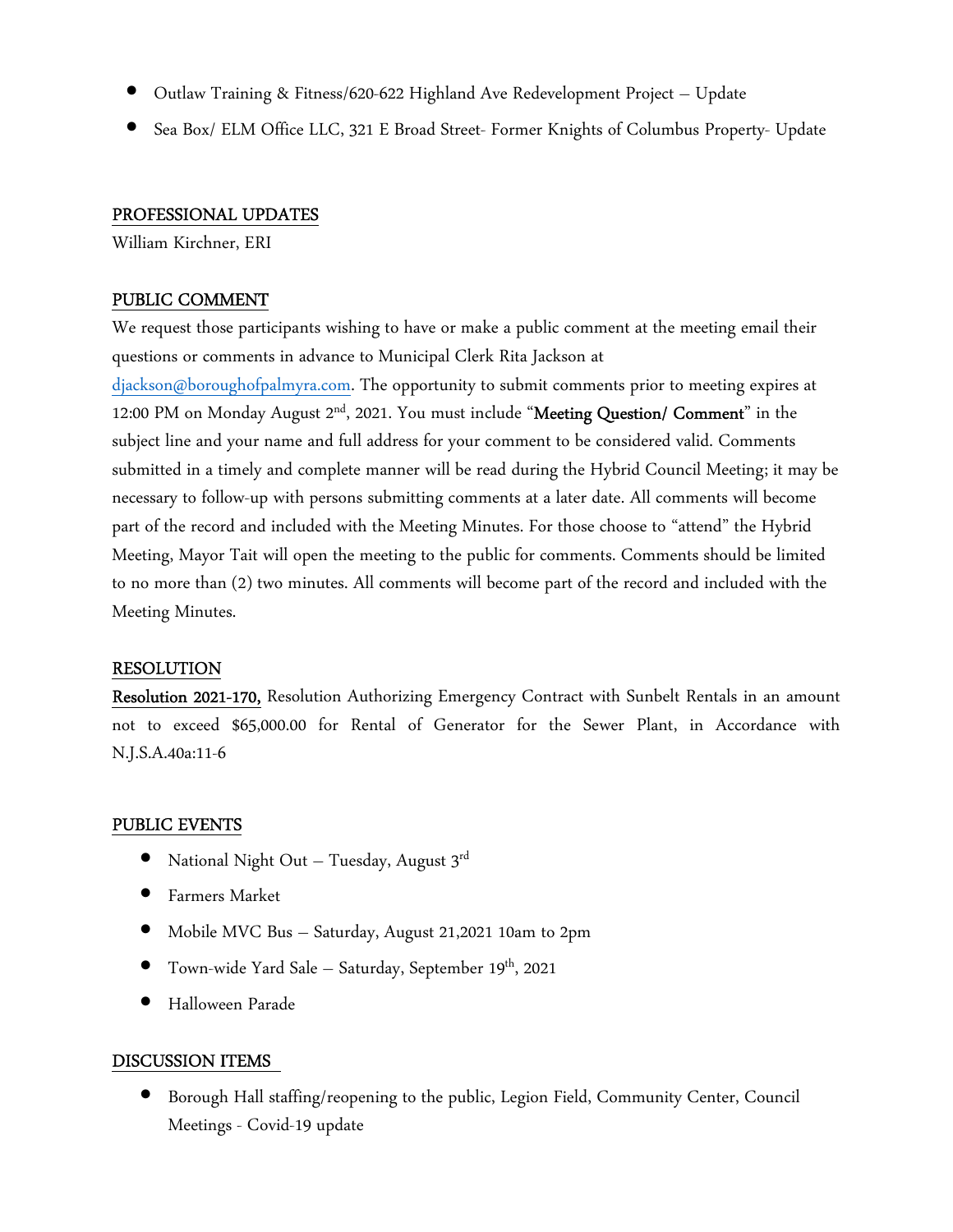- Outlaw Training & Fitness/620-622 Highland Ave Redevelopment Project – Update
- Sea Box/ ELM Office LLC, 321 E Broad Street- Former Knights of Columbus Property- Update

## PROFESSIONAL UPDATES

William Kirchner, ERI

## PUBLIC COMMENT

We request those participants wishing to have or make a public comment at the meeting email their questions or comments in advance to Municipal Clerk Rita Jackson at djackson@boroughofpalmyra.com. The opportunity to submit comments prior to meeting expires at 12:00 PM on Monday August 2nd, 2021. You must include "**Meeting Question/ Comment**" in the subject line and your name and full address for your comment to be considered valid. Comments submitted in a timely and complete manner will be read during the Hybrid Council Meeting; it may be necessary to follow-up with persons submitting comments at a later date. All comments will become part of the record and included with the Meeting Minutes. For those choose to "attend" the Hybrid Meeting, Mayor Tait will open the meeting to the public for comments. Comments should be limited to no more than (2) two minutes. All comments will become part of the record and included with the Meeting Minutes.

## RESOLUTION

**Resolution 2021-170,** Resolution Authorizing Emergency Contract with Sunbelt Rentals in an amount not to exceed $65,000.00 for Rental of Generator for the Sewer Plant, in Accordance with N.J.S.A.40a:11-6

## PUBLIC EVENTS

- National Night Out – Tuesday, August 3rd
- Farmers Market
- Mobile MVC Bus – Saturday, August 21,2021 10am to 2pm
- Town-wide Yard Sale – Saturday, September 19th, 2021
- Halloween Parade

## DISCUSSION ITEMS

- Borough Hall staffing/reopening to the public, Legion Field, Community Center, Council Meetings - Covid-19 update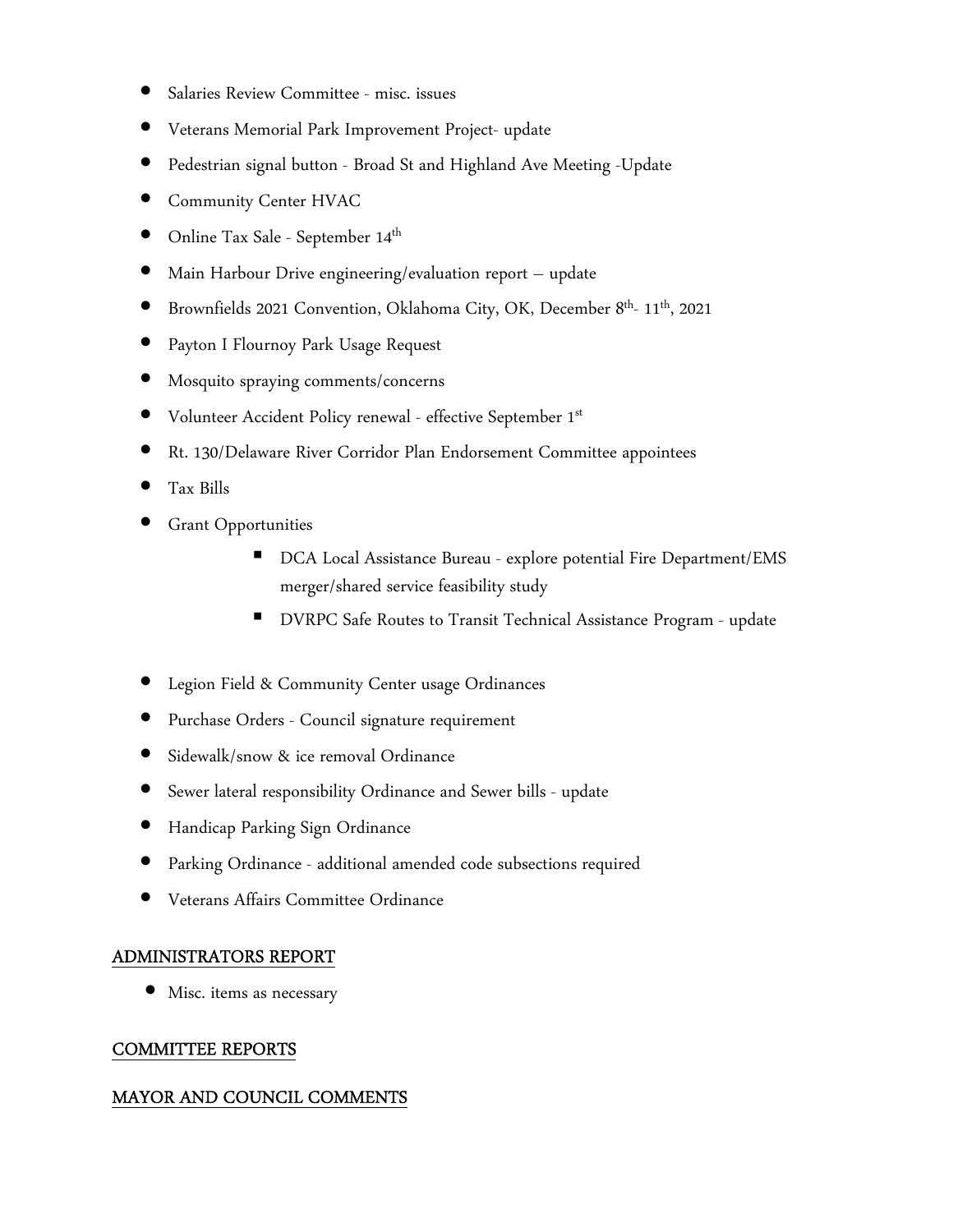- Salaries Review Committee - misc. issues
- Veterans Memorial Park Improvement Project- update
- Pedestrian signal button - Broad St and Highland Ave Meeting -Update
- Community Center HVAC
- Online Tax Sale - September 14th
- Main Harbour Drive engineering/evaluation report – update
- Brownfields 2021 Convention, Oklahoma City, OK, December 8th- 11th, 2021
- Payton I Flournoy Park Usage Request
- Mosquito spraying comments/concerns
- Volunteer Accident Policy renewal - effective September 1st
- Rt. 130/Delaware River Corridor Plan Endorsement Committee appointees
- Tax Bills
- Grant Opportunities
    - DCA Local Assistance Bureau - explore potential Fire Department/EMS merger/shared service feasibility study
    - DVRPC Safe Routes to Transit Technical Assistance Program - update
- Legion Field & Community Center usage Ordinances
- Purchase Orders - Council signature requirement
- Sidewalk/snow & ice removal Ordinance
- Sewer lateral responsibility Ordinance and Sewer bills - update
- Handicap Parking Sign Ordinance
- Parking Ordinance - additional amended code subsections required
- Veterans Affairs Committee Ordinance

## ADMINISTRATORS REPORT

- Misc. items as necessary

## COMMITTEE REPORTS

## MAYOR AND COUNCIL COMMENTS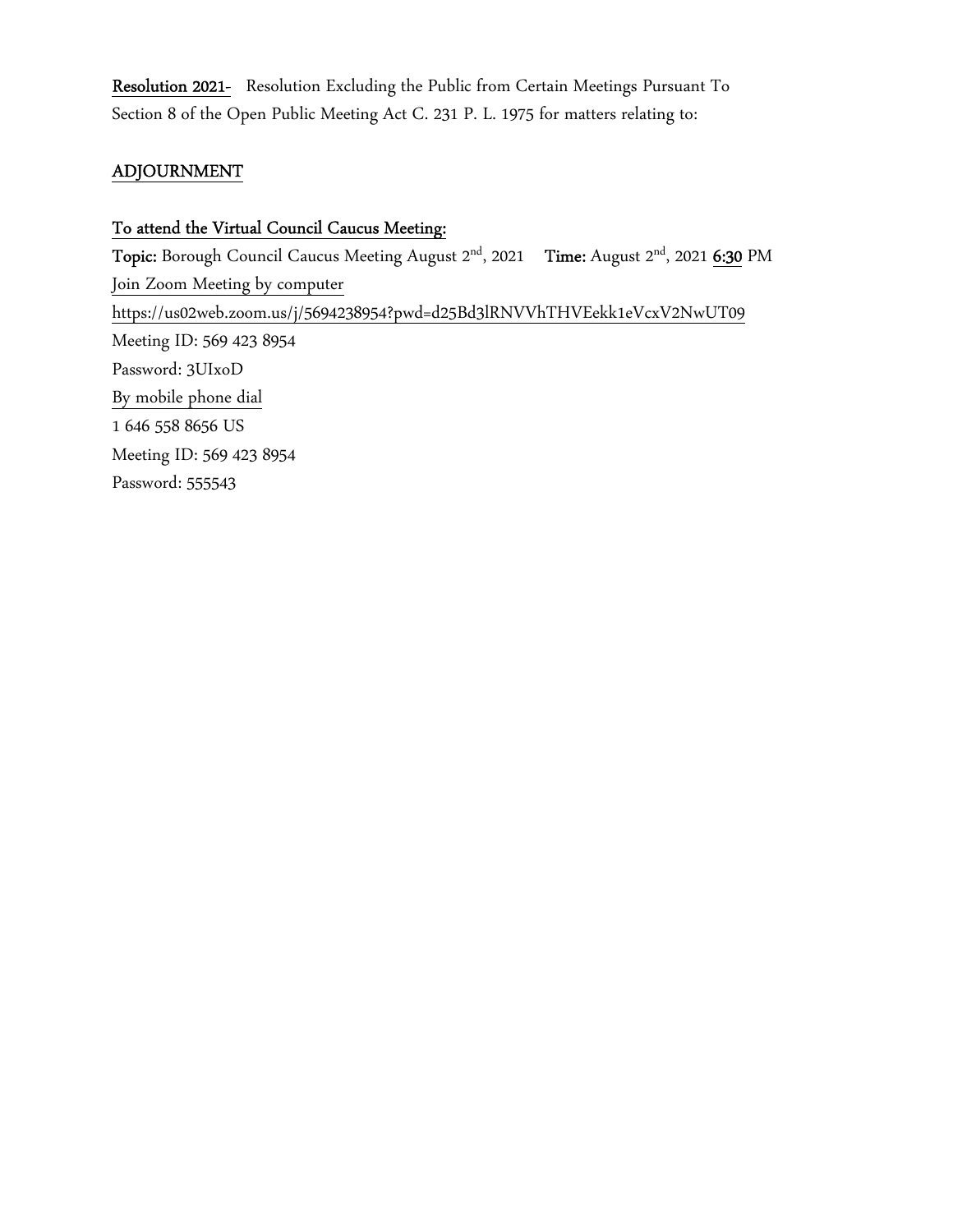**Resolution 2021-** Resolution Excluding the Public from Certain Meetings Pursuant To Section 8 of the Open Public Meeting Act C. 231 P. L. 1975 for matters relating to:

**ADJOURNMENT**

**To attend the Virtual Council Caucus Meeting:**

**Topic:** Borough Council Caucus Meeting August 2nd, 2021 **Time:** August 2nd, 2021 **6:30** PM

Join Zoom Meeting by computer

https://us02web.zoom.us/j/5694238954?pwd=d25Bd3lRNVVhTHVEekk1eVcxV2NwUT09

Meeting ID: 569 423 8954

Password: 3UIxoD

By mobile phone dial

1 646 558 8656 US

Meeting ID: 569 423 8954

Password: 555543